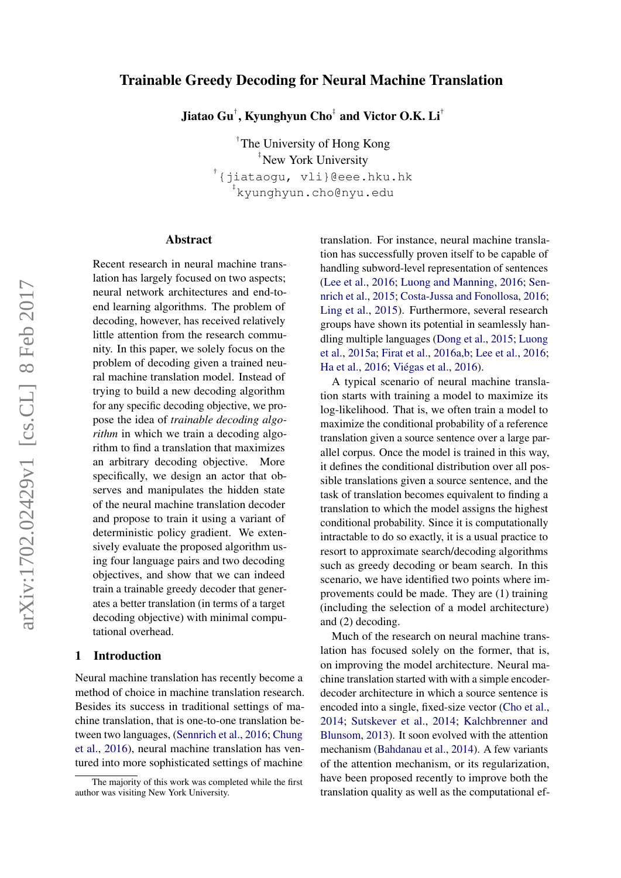# Trainable Greedy Decoding for Neural Machine Translation

**Jiatao Gu[†], Kyunghyun Cho[‡] and Victor O.K. Li[†]**

[†]The University of Hong Kong
[‡]New York University
[†]{jiataogu, vli}@eee.hku.hk
[‡]kyunghyun.cho@nyu.edu

## Abstract

Recent research in neural machine translation has largely focused on two aspects; neural network architectures and end-to-end learning algorithms. The problem of decoding, however, has received relatively little attention from the research community. In this paper, we solely focus on the problem of decoding given a trained neural machine translation model. Instead of trying to build a new decoding algorithm for any specific decoding objective, we propose the idea of *trainable decoding algorithm* in which we train a decoding algorithm to find a translation that maximizes an arbitrary decoding objective. More specifically, we design an actor that observes and manipulates the hidden state of the neural machine translation decoder and propose to train it using a variant of deterministic policy gradient. We extensively evaluate the proposed algorithm using four language pairs and two decoding objectives, and show that we can indeed train a trainable greedy decoder that generates a better translation (in terms of a target decoding objective) with minimal computational overhead.

## 1 Introduction

Neural machine translation has recently become a method of choice in machine translation research. Besides its success in traditional settings of machine translation, that is one-to-one translation between two languages, (Sennrich et al., 2016; Chung et al., 2016), neural machine translation has ventured into more sophisticated settings of machine translation. For instance, neural machine translation has successfully proven itself to be capable of handling subword-level representation of sentences (Lee et al., 2016; Luong and Manning, 2016; Sennrich et al., 2015; Costa-Jussa and Fonollosa, 2016; Ling et al., 2015). Furthermore, several research groups have shown its potential in seamlessly handling multiple languages (Dong et al., 2015; Luong et al., 2015a; Firat et al., 2016a,b; Lee et al., 2016; Ha et al., 2016; Viégas et al., 2016).

A typical scenario of neural machine translation starts with training a model to maximize its log-likelihood. That is, we often train a model to maximize the conditional probability of a reference translation given a source sentence over a large parallel corpus. Once the model is trained in this way, it defines the conditional distribution over all possible translations given a source sentence, and the task of translation becomes equivalent to finding a translation to which the model assigns the highest conditional probability. Since it is computationally intractable to do so exactly, it is a usual practice to resort to approximate search/decoding algorithms such as greedy decoding or beam search. In this scenario, we have identified two points where improvements could be made. They are (1) training (including the selection of a model architecture) and (2) decoding.

Much of the research on neural machine translation has focused solely on the former, that is, on improving the model architecture. Neural machine translation started with with a simple encoder-decoder architecture in which a source sentence is encoded into a single, fixed-size vector (Cho et al., 2014; Sutskever et al., 2014; Kalchbrenner and Blunsom, 2013). It soon evolved with the attention mechanism (Bahdanau et al., 2014). A few variants of the attention mechanism, or its regularization, have been proposed recently to improve both the translation quality as well as the computational ef-

The majority of this work was completed while the first author was visiting New York University.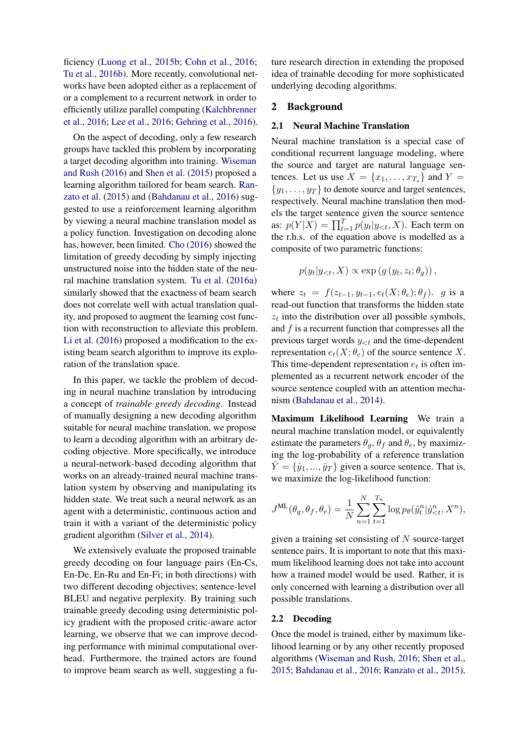ficiency (Luong et al., 2015b; Cohn et al., 2016; Tu et al., 2016b). More recently, convolutional networks have been adopted either as a replacement of or a complement to a recurrent network in order to efficiently utilize parallel computing (Kalchbrenner et al., 2016; Lee et al., 2016; Gehring et al., 2016).

On the aspect of decoding, only a few research groups have tackled this problem by incorporating a target decoding algorithm into training. Wiseman and Rush (2016) and Shen et al. (2015) proposed a learning algorithm tailored for beam search. Ranzato et al. (2015) and (Bahdanau et al., 2016) suggested to use a reinforcement learning algorithm by viewing a neural machine translation model as a policy function. Investigation on decoding alone has, however, been limited. Cho (2016) showed the limitation of greedy decoding by simply injecting unstructured noise into the hidden state of the neural machine translation system. Tu et al. (2016a) similarly showed that the exactness of beam search does not correlate well with actual translation quality, and proposed to augment the learning cost function with reconstruction to alleviate this problem. Li et al. (2016) proposed a modification to the existing beam search algorithm to improve its exploration of the translation space.

In this paper, we tackle the problem of decoding in neural machine translation by introducing a concept of *trainable greedy decoding*. Instead of manually designing a new decoding algorithm suitable for neural machine translation, we propose to learn a decoding algorithm with an arbitrary decoding objective. More specifically, we introduce a neural-network-based decoding algorithm that works on an already-trained neural machine translation system by observing and manipulating its hidden state. We treat such a neural network as an agent with a deterministic, continuous action and train it with a variant of the deterministic policy gradient algorithm (Silver et al., 2014).

We extensively evaluate the proposed trainable greedy decoding on four language pairs (En-Cs, En-De, En-Ru and En-Fi; in both directions) with two different decoding objectives; sentence-level BLEU and negative perplexity. By training such trainable greedy decoding using deterministic policy gradient with the proposed critic-aware actor learning, we observe that we can improve decoding performance with minimal computational overhead. Furthermore, the trained actors are found to improve beam search as well, suggesting a future research direction in extending the proposed idea of trainable decoding for more sophisticated underlying decoding algorithms.

## 2 Background

### 2.1 Neural Machine Translation

Neural machine translation is a special case of conditional recurrent language modeling, where the source and target are natural language sentences. Let us use $X = \{x_1, \ldots, x_{T_s}\}$ and $Y = \{y_1, \ldots, y_T\}$ to denote source and target sentences, respectively. Neural machine translation then models the target sentence given the source sentence as: $p(Y|X) = \prod_{t=1}^{T} p(y_t|y_{<t}, X)$. Each term on the r.h.s. of the equation above is modelled as a composite of two parametric functions:

$$p(y_t|y_{<t}, X) \propto \exp\left(g\left(y_t, z_t; \theta_g\right)\right),$$

where $z_t = f(z_{t-1}, y_{t-1}, e_t(X; \theta_e); \theta_f)$. $g$ is a read-out function that transforms the hidden state $z_t$ into the distribution over all possible symbols, and $f$ is a recurrent function that compresses all the previous target words $y_{<t}$ and the time-dependent representation $e_t(X; \theta_e)$ of the source sentence $X$. This time-dependent representation $e_t$ is often implemented as a recurrent network encoder of the source sentence coupled with an attention mechanism (Bahdanau et al., 2014).

**Maximum Likelihood Learning** We train a neural machine translation model, or equivalently estimate the parameters $\theta_g$, $\theta_f$ and $\theta_e$, by maximizing the log-probability of a reference translation $\hat{Y} = \{\hat{y}_1, ..., \hat{y}_T\}$ given a source sentence. That is, we maximize the log-likelihood function:

$$J^{\text{ML}}(\theta_g, \theta_f, \theta_e) = \frac{1}{N} \sum_{n=1}^{N} \sum_{t=1}^{T_n} \log p_\theta(\hat{y}_t^n | \hat{y}_{<t}^n, X^n),$$

given a training set consisting of $N$ source-target sentence pairs. It is important to note that this maximum likelihood learning does not take into account how a trained model would be used. Rather, it is only concerned with learning a distribution over all possible translations.

### 2.2 Decoding

Once the model is trained, either by maximum likelihood learning or by any other recently proposed algorithms (Wiseman and Rush, 2016; Shen et al., 2015; Bahdanau et al., 2016; Ranzato et al., 2015),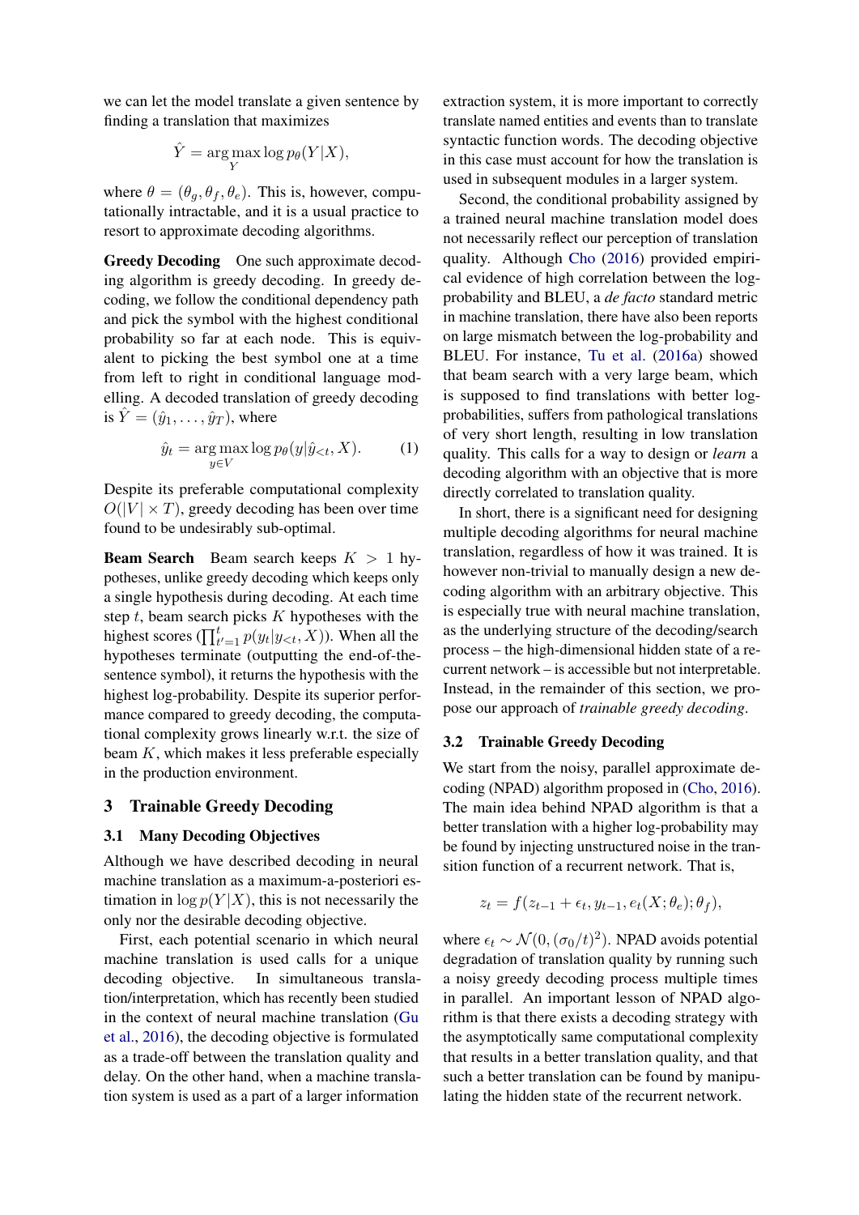we can let the model translate a given sentence by finding a translation that maximizes

$$\hat{Y} = \arg\max_{Y} \log p_\theta(Y|X),$$

where $\theta = (\theta_g, \theta_f, \theta_e)$. This is, however, computationally intractable, and it is a usual practice to resort to approximate decoding algorithms.

**Greedy Decoding** One such approximate decoding algorithm is greedy decoding. In greedy decoding, we follow the conditional dependency path and pick the symbol with the highest conditional probability so far at each node. This is equivalent to picking the best symbol one at a time from left to right in conditional language modelling. A decoded translation of greedy decoding is $\hat{Y} = (\hat{y}_1, \ldots, \hat{y}_T)$, where

$$\hat{y}_t = \arg\max_{y \in V} \log p_\theta(y|\hat{y}_{<t}, X). \tag{1}$$

Despite its preferable computational complexity $O(|V| \times T)$, greedy decoding has been over time found to be undesirably sub-optimal.

**Beam Search** Beam search keeps $K > 1$ hypotheses, unlike greedy decoding which keeps only a single hypothesis during decoding. At each time step $t$, beam search picks $K$ hypotheses with the highest scores ($\prod_{t'=1}^{t} p(y_t|y_{<t}, X)$). When all the hypotheses terminate (outputting the end-of-the-sentence symbol), it returns the hypothesis with the highest log-probability. Despite its superior performance compared to greedy decoding, the computational complexity grows linearly w.r.t. the size of beam $K$, which makes it less preferable especially in the production environment.

## 3 Trainable Greedy Decoding

### 3.1 Many Decoding Objectives

Although we have described decoding in neural machine translation as a maximum-a-posteriori estimation in $\log p(Y|X)$, this is not necessarily the only nor the desirable decoding objective.

First, each potential scenario in which neural machine translation is used calls for a unique decoding objective. In simultaneous translation/interpretation, which has recently been studied in the context of neural machine translation (Gu et al., 2016), the decoding objective is formulated as a trade-off between the translation quality and delay. On the other hand, when a machine translation system is used as a part of a larger information extraction system, it is more important to correctly translate named entities and events than to translate syntactic function words. The decoding objective in this case must account for how the translation is used in subsequent modules in a larger system.

Second, the conditional probability assigned by a trained neural machine translation model does not necessarily reflect our perception of translation quality. Although Cho (2016) provided empirical evidence of high correlation between the log-probability and BLEU, a *de facto* standard metric in machine translation, there have also been reports on large mismatch between the log-probability and BLEU. For instance, Tu et al. (2016a) showed that beam search with a very large beam, which is supposed to find translations with better log-probabilities, suffers from pathological translations of very short length, resulting in low translation quality. This calls for a way to design or *learn* a decoding algorithm with an objective that is more directly correlated to translation quality.

In short, there is a significant need for designing multiple decoding algorithms for neural machine translation, regardless of how it was trained. It is however non-trivial to manually design a new decoding algorithm with an arbitrary objective. This is especially true with neural machine translation, as the underlying structure of the decoding/search process – the high-dimensional hidden state of a recurrent network – is accessible but not interpretable. Instead, in the remainder of this section, we propose our approach of *trainable greedy decoding*.

### 3.2 Trainable Greedy Decoding

We start from the noisy, parallel approximate decoding (NPAD) algorithm proposed in (Cho, 2016). The main idea behind NPAD algorithm is that a better translation with a higher log-probability may be found by injecting unstructured noise in the transition function of a recurrent network. That is,

$$z_t = f(z_{t-1} + \epsilon_t, y_{t-1}, e_t(X; \theta_e); \theta_f),$$

where $\epsilon_t \sim \mathcal{N}(0, (\sigma_0/t)^2)$. NPAD avoids potential degradation of translation quality by running such a noisy greedy decoding process multiple times in parallel. An important lesson of NPAD algorithm is that there exists a decoding strategy with the asymptotically same computational complexity that results in a better translation quality, and that such a better translation can be found by manipulating the hidden state of the recurrent network.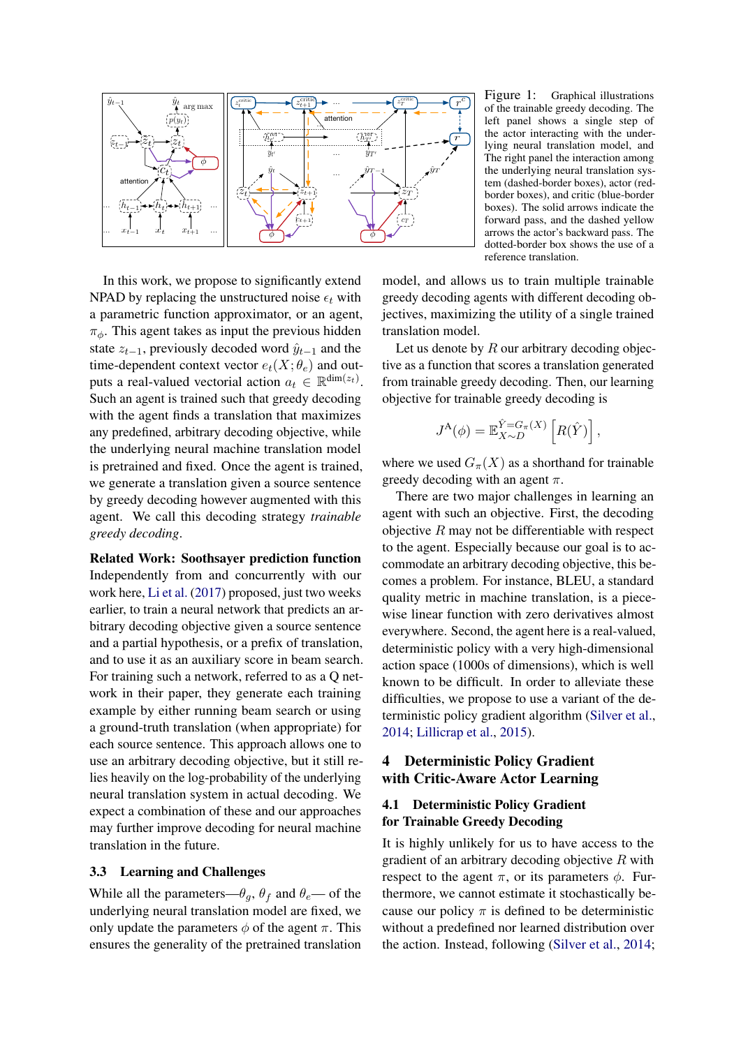Figure 1: Graphical illustrations of the trainable greedy decoding. The left panel shows a single step of the actor interacting with the underlying neural translation model, and The right panel the interaction among the underlying neural translation system (dashed-border boxes), actor (red-border boxes), and critic (blue-border boxes). The solid arrows indicate the forward pass, and the dashed yellow arrows the actor's backward pass. The dotted-border box shows the use of a reference translation.

In this work, we propose to significantly extend NPAD by replacing the unstructured noise $\epsilon_t$ with a parametric function approximator, or an agent, $\pi_\phi$. This agent takes as input the previous hidden state $z_{t-1}$, previously decoded word $\hat{y}_{t-1}$ and the time-dependent context vector $e_t(X;\theta_e)$ and outputs a real-valued vectorial action $a_t \in \mathbb{R}^{\dim(z_t)}$. Such an agent is trained such that greedy decoding with the agent finds a translation that maximizes any predefined, arbitrary decoding objective, while the underlying neural machine translation model is pretrained and fixed. Once the agent is trained, we generate a translation given a source sentence by greedy decoding however augmented with this agent. We call this decoding strategy *trainable greedy decoding*.

**Related Work: Soothsayer prediction function** Independently from and concurrently with our work here, Li et al. (2017) proposed, just two weeks earlier, to train a neural network that predicts an arbitrary decoding objective given a source sentence and a partial hypothesis, or a prefix of translation, and to use it as an auxiliary score in beam search. For training such a network, referred to as a Q network in their paper, they generate each training example by either running beam search or using a ground-truth translation (when appropriate) for each source sentence. This approach allows one to use an arbitrary decoding objective, but it still relies heavily on the log-probability of the underlying neural translation system in actual decoding. We expect a combination of these and our approaches may further improve decoding for neural machine translation in the future.

### 3.3 Learning and Challenges

While all the parameters—$\theta_g$, $\theta_f$ and $\theta_e$— of the underlying neural translation model are fixed, we only update the parameters $\phi$ of the agent $\pi$. This ensures the generality of the pretrained translation model, and allows us to train multiple trainable greedy decoding agents with different decoding objectives, maximizing the utility of a single trained translation model.

Let us denote by $R$ our arbitrary decoding objective as a function that scores a translation generated from trainable greedy decoding. Then, our learning objective for trainable greedy decoding is

$$J^{\text{A}}(\phi) = \mathbb{E}_{X\sim D}^{\hat{Y}=G_\pi(X)}\left[R(\hat{Y})\right],$$

where we used $G_\pi(X)$ as a shorthand for trainable greedy decoding with an agent $\pi$.

There are two major challenges in learning an agent with such an objective. First, the decoding objective $R$ may not be differentiable with respect to the agent. Especially because our goal is to accommodate an arbitrary decoding objective, this becomes a problem. For instance, BLEU, a standard quality metric in machine translation, is a piece-wise linear function with zero derivatives almost everywhere. Second, the agent here is a real-valued, deterministic policy with a very high-dimensional action space (1000s of dimensions), which is well known to be difficult. In order to alleviate these difficulties, we propose to use a variant of the deterministic policy gradient algorithm (Silver et al., 2014; Lillicrap et al., 2015).

## 4 Deterministic Policy Gradient with Critic-Aware Actor Learning

### 4.1 Deterministic Policy Gradient for Trainable Greedy Decoding

It is highly unlikely for us to have access to the gradient of an arbitrary decoding objective $R$ with respect to the agent $\pi$, or its parameters $\phi$. Furthermore, we cannot estimate it stochastically because our policy $\pi$ is defined to be deterministic without a predefined nor learned distribution over the action. Instead, following (Silver et al., 2014;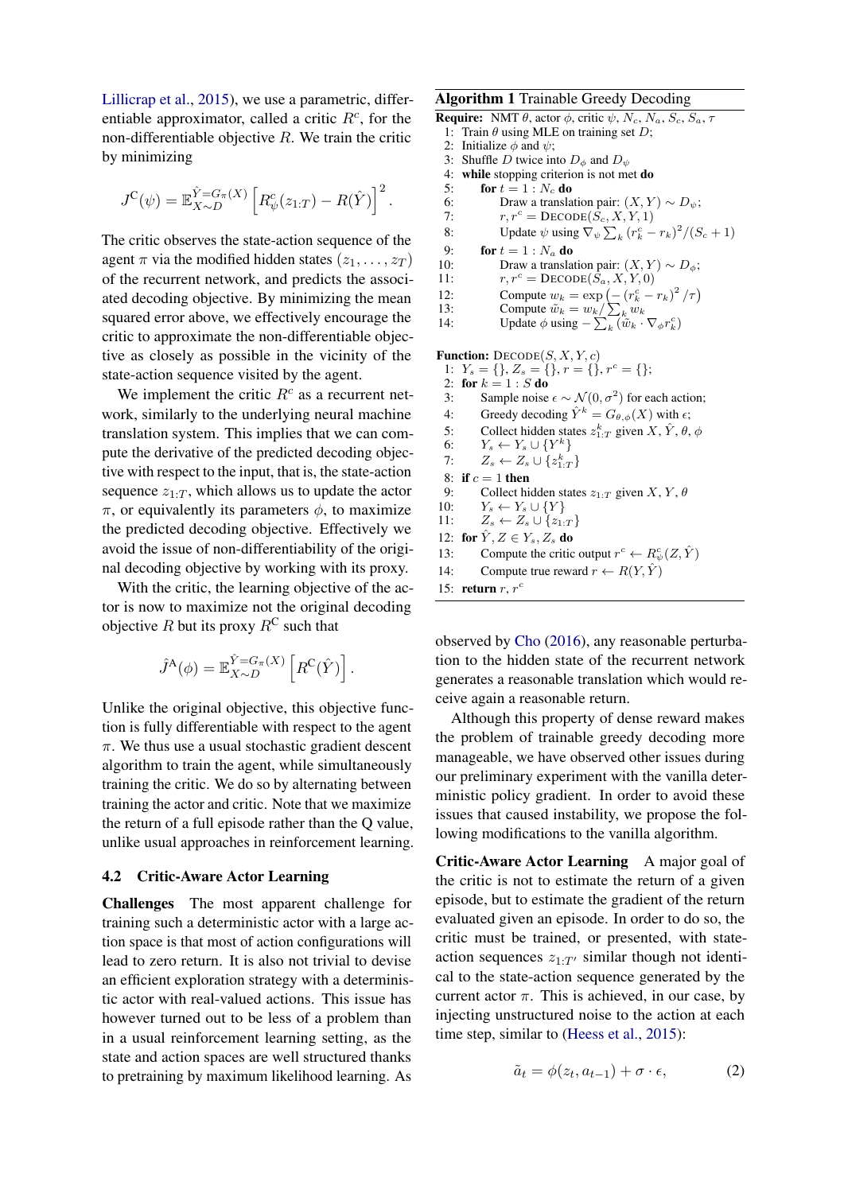Lillicrap et al., 2015), we use a parametric, differentiable approximator, called a critic $R^c$, for the non-differentiable objective $R$. We train the critic by minimizing

$$J^{\mathrm{C}}(\psi) = \mathbb{E}_{X \sim D}^{\hat{Y}=G_\pi(X)} \left[ R^c_\psi(z_{1:T}) - R(\hat{Y}) \right]^2.$$

The critic observes the state-action sequence of the agent $\pi$ via the modified hidden states $(z_1, \ldots, z_T)$ of the recurrent network, and predicts the associated decoding objective. By minimizing the mean squared error above, we effectively encourage the critic to approximate the non-differentiable objective as closely as possible in the vicinity of the state-action sequence visited by the agent.

We implement the critic $R^c$ as a recurrent network, similarly to the underlying neural machine translation system. This implies that we can compute the derivative of the predicted decoding objective with respect to the input, that is, the state-action sequence $z_{1:T}$, which allows us to update the actor $\pi$, or equivalently its parameters $\phi$, to maximize the predicted decoding objective. Effectively we avoid the issue of non-differentiability of the original decoding objective by working with its proxy.

With the critic, the learning objective of the actor is now to maximize not the original decoding objective $R$ but its proxy $R^{\mathrm{C}}$ such that

$$\hat{J}^{\mathrm{A}}(\phi) = \mathbb{E}_{X \sim D}^{\hat{Y}=G_\pi(X)} \left[ R^{\mathrm{C}}(\hat{Y}) \right].$$

Unlike the original objective, this objective function is fully differentiable with respect to the agent $\pi$. We thus use a usual stochastic gradient descent algorithm to train the agent, while simultaneously training the critic. We do so by alternating between training the actor and critic. Note that we maximize the return of a full episode rather than the Q value, unlike usual approaches in reinforcement learning.

### 4.2 Critic-Aware Actor Learning

**Challenges** The most apparent challenge for training such a deterministic actor with a large action space is that most of action configurations will lead to zero return. It is also not trivial to devise an efficient exploration strategy with a deterministic actor with real-valued actions. This issue has however turned out to be less of a problem than in a usual reinforcement learning setting, as the state and action spaces are well structured thanks to pretraining by maximum likelihood learning. As observed by Cho (2016), any reasonable perturbation to the hidden state of the recurrent network generates a reasonable translation which would receive again a reasonable return.

Although this property of dense reward makes the problem of trainable greedy decoding more manageable, we have observed other issues during our preliminary experiment with the vanilla deterministic policy gradient. In order to avoid these issues that caused instability, we propose the following modifications to the vanilla algorithm.

**Critic-Aware Actor Learning** A major goal of the critic is not to estimate the return of a given episode, but to estimate the gradient of the return evaluated given an episode. In order to do so, the critic must be trained, or presented, with state-action sequences $z_{1:T'}$ similar though not identical to the state-action sequence generated by the current actor $\pi$. This is achieved, in our case, by injecting unstructured noise to the action at each time step, similar to (Heess et al., 2015):

$$\tilde{a}_t = \phi(z_t, a_{t-1}) + \sigma \cdot \epsilon, \tag{2}$$

**Algorithm 1** Trainable Greedy Decoding

```
Require: NMT θ, actor φ, critic ψ, N_c, N_a, S_c, S_a, τ
 1: Train θ using MLE on training set D;
 2: Initialize φ and ψ;
 3: Shuffle D twice into D_φ and D_ψ
 4: while stopping criterion is not met do
 5:   for t = 1 : N_c do
 6:     Draw a translation pair: (X, Y) ~ D_ψ;
 7:     r, r^c = DECODE(S_c, X, Y, 1)
 8:     Update ψ using ∇_ψ Σ_k (r^c_k − r_k)^2 / (S_c + 1)
 9:   for t = 1 : N_a do
10:     Draw a translation pair: (X, Y) ~ D_φ;
11:     r, r^c = DECODE(S_a, X, Y, 0)
12:     Compute w_k = exp(−(r^c_k − r_k)^2 / τ)
13:     Compute w̃_k = w_k / Σ_k w_k
14:     Update φ using −Σ_k (w̃_k · ∇_φ r^c_k)
```

**Function:** DECODE($S, X, Y, c$)

```
 1: Y_s = {}, Z_s = {}, r = {}, r^c = {};
 2: for k = 1 : S do
 3:   Sample noise ε ~ N(0, σ^2) for each action;
 4:   Greedy decoding Ŷ^k = G_{θ,φ}(X) with ε;
 5:   Collect hidden states z^k_{1:T} given X, Ŷ, θ, φ
 6:   Y_s ← Y_s ∪ {Y^k}
 7:   Z_s ← Z_s ∪ {z^k_{1:T}}
 8: if c = 1 then
 9:   Collect hidden states z_{1:T} given X, Y, θ
10:   Y_s ← Y_s ∪ {Y}
11:   Z_s ← Z_s ∪ {z_{1:T}}
12: for Ŷ, Z ∈ Y_s, Z_s do
13:   Compute the critic output r^c ← R^c_ψ(Z, Ŷ)
14:   Compute true reward r ← R(Y, Ŷ)
15: return r, r^c
```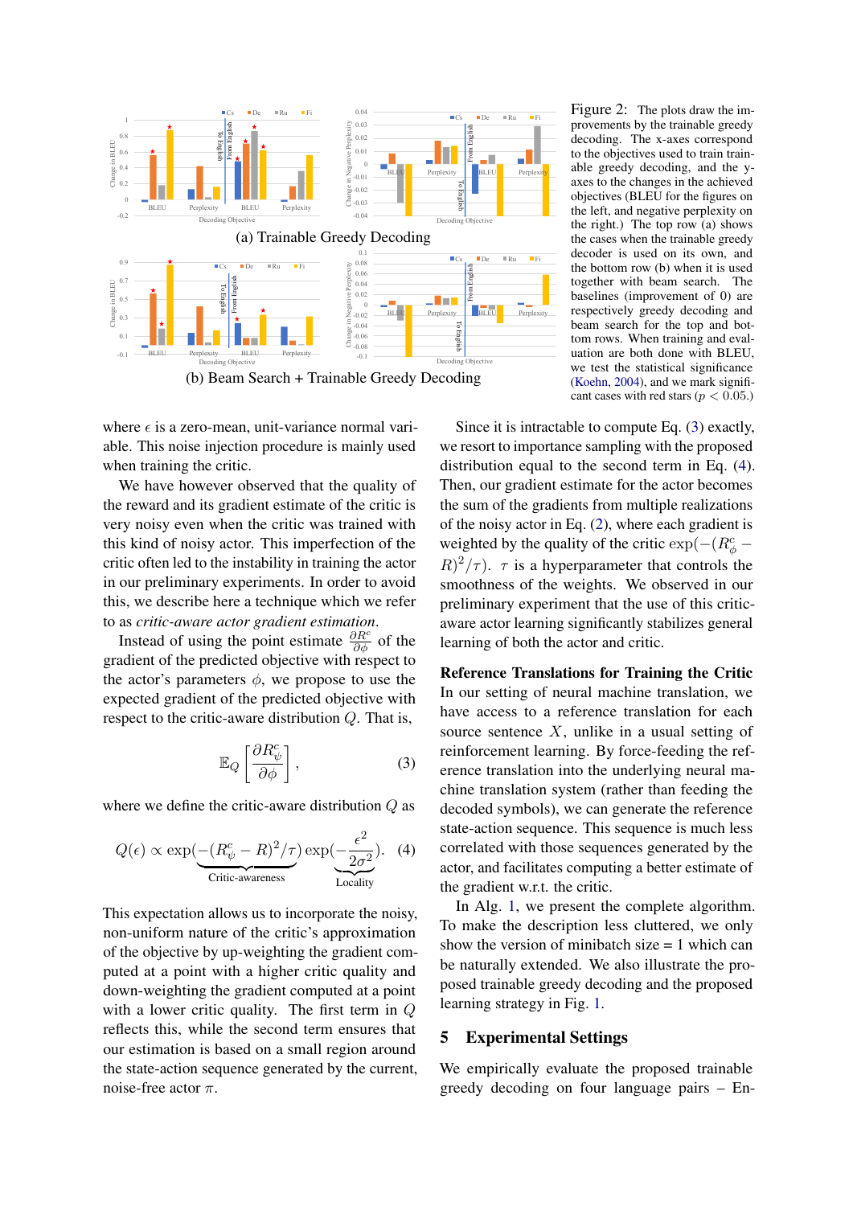(a) Trainable Greedy Decoding

(b) Beam Search + Trainable Greedy Decoding

Figure 2: The plots draw the improvements by the trainable greedy decoding. The x-axes correspond to the objectives used to train trainable greedy decoding, and the y-axes to the changes in the achieved objectives (BLEU for the figures on the left, and negative perplexity on the right.) The top row (a) shows the cases when the trainable greedy decoder is used on its own, and the bottom row (b) when it is used together with beam search. The baselines (improvement of 0) are respectively greedy decoding and beam search for the top and bottom rows. When training and evaluation are both done with BLEU, we test the statistical significance (Koehn, 2004), and we mark significant cases with red stars ($p < 0.05$.)

where $\epsilon$ is a zero-mean, unit-variance normal variable. This noise injection procedure is mainly used when training the critic.

We have however observed that the quality of the reward and its gradient estimate of the critic is very noisy even when the critic was trained with this kind of noisy actor. This imperfection of the critic often led to the instability in training the actor in our preliminary experiments. In order to avoid this, we describe here a technique which we refer to as *critic-aware actor gradient estimation*.

Instead of using the point estimate $\frac{\partial R^c}{\partial \phi}$ of the gradient of the predicted objective with respect to the actor's parameters $\phi$, we propose to use the expected gradient of the predicted objective with respect to the critic-aware distribution $Q$. That is,

$$\mathbb{E}_Q \left[ \frac{\partial R^c_\psi}{\partial \phi} \right], \tag{3}$$

where we define the critic-aware distribution $Q$ as

$$Q(\epsilon) \propto \underbrace{\exp(-(R^c_\psi - R)^2/\tau)}_{\text{Critic-awareness}} \underbrace{\exp(-\frac{\epsilon^2}{2\sigma^2})}_{\text{Locality}}. \tag{4}$$

This expectation allows us to incorporate the noisy, non-uniform nature of the critic's approximation of the objective by up-weighting the gradient computed at a point with a higher critic quality and down-weighting the gradient computed at a point with a lower critic quality. The first term in $Q$ reflects this, while the second term ensures that our estimation is based on a small region around the state-action sequence generated by the current, noise-free actor $\pi$.

Since it is intractable to compute Eq. (3) exactly, we resort to importance sampling with the proposed distribution equal to the second term in Eq. (4). Then, our gradient estimate for the actor becomes the sum of the gradients from multiple realizations of the noisy actor in Eq. (2), where each gradient is weighted by the quality of the critic $\exp(-(R^c_\phi - R)^2/\tau)$. $\tau$ is a hyperparameter that controls the smoothness of the weights. We observed in our preliminary experiment that the use of this critic-aware actor learning significantly stabilizes general learning of both the actor and critic.

**Reference Translations for Training the Critic** In our setting of neural machine translation, we have access to a reference translation for each source sentence $X$, unlike in a usual setting of reinforcement learning. By force-feeding the reference translation into the underlying neural machine translation system (rather than feeding the decoded symbols), we can generate the reference state-action sequence. This sequence is much less correlated with those sequences generated by the actor, and facilitates computing a better estimate of the gradient w.r.t. the critic.

In Alg. 1, we present the complete algorithm. To make the description less cluttered, we only show the version of minibatch size = 1 which can be naturally extended. We also illustrate the proposed trainable greedy decoding and the proposed learning strategy in Fig. 1.

## 5 Experimental Settings

We empirically evaluate the proposed trainable greedy decoding on four language pairs – En-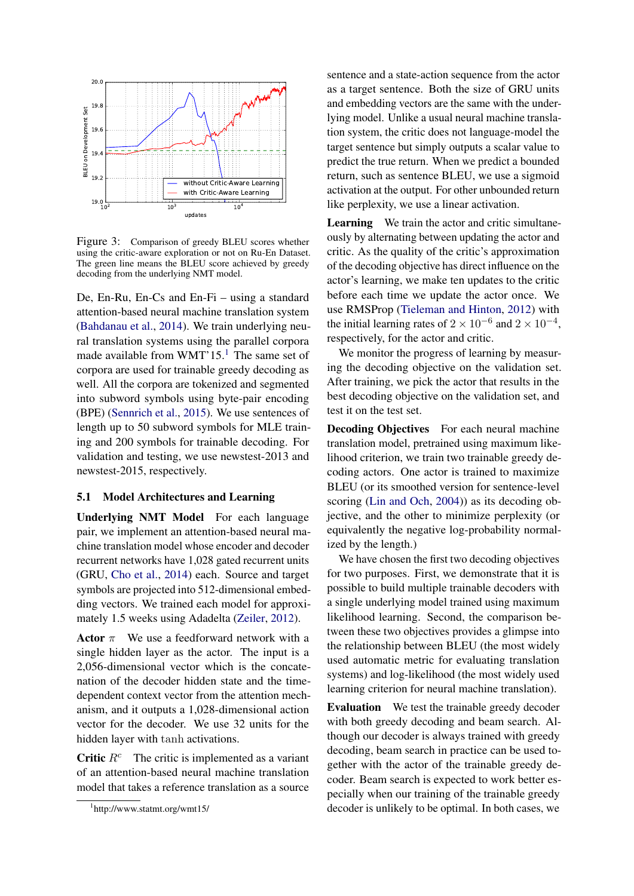Figure 3: Comparison of greedy BLEU scores whether using the critic-aware exploration or not on Ru-En Dataset. The green line means the BLEU score achieved by greedy decoding from the underlying NMT model.

De, En-Ru, En-Cs and En-Fi – using a standard attention-based neural machine translation system (Bahdanau et al., 2014). We train underlying neural translation systems using the parallel corpora made available from WMT'15.[1] The same set of corpora are used for trainable greedy decoding as well. All the corpora are tokenized and segmented into subword symbols using byte-pair encoding (BPE) (Sennrich et al., 2015). We use sentences of length up to 50 subword symbols for MLE training and 200 symbols for trainable decoding. For validation and testing, we use newstest-2013 and newstest-2015, respectively.

## 5.1 Model Architectures and Learning

**Underlying NMT Model** For each language pair, we implement an attention-based neural machine translation model whose encoder and decoder recurrent networks have 1,028 gated recurrent units (GRU, Cho et al., 2014) each. Source and target symbols are projected into 512-dimensional embedding vectors. We trained each model for approximately 1.5 weeks using Adadelta (Zeiler, 2012).

**Actor $\pi$** We use a feedforward network with a single hidden layer as the actor. The input is a 2,056-dimensional vector which is the concatenation of the decoder hidden state and the time-dependent context vector from the attention mechanism, and it outputs a 1,028-dimensional action vector for the decoder. We use 32 units for the hidden layer with $\tanh$ activations.

**Critic $R^c$** The critic is implemented as a variant of an attention-based neural machine translation model that takes a reference translation as a source sentence and a state-action sequence from the actor as a target sentence. Both the size of GRU units and embedding vectors are the same with the underlying model. Unlike a usual neural machine translation system, the critic does not language-model the target sentence but simply outputs a scalar value to predict the true return. When we predict a bounded return, such as sentence BLEU, we use a sigmoid activation at the output. For other unbounded return like perplexity, we use a linear activation.

**Learning** We train the actor and critic simultaneously by alternating between updating the actor and critic. As the quality of the critic's approximation of the decoding objective has direct influence on the actor's learning, we make ten updates to the critic before each time we update the actor once. We use RMSProp (Tieleman and Hinton, 2012) with the initial learning rates of $2 \times 10^{-6}$ and $2 \times 10^{-4}$, respectively, for the actor and critic.

We monitor the progress of learning by measuring the decoding objective on the validation set. After training, we pick the actor that results in the best decoding objective on the validation set, and test it on the test set.

**Decoding Objectives** For each neural machine translation model, pretrained using maximum likelihood criterion, we train two trainable greedy decoding actors. One actor is trained to maximize BLEU (or its smoothed version for sentence-level scoring (Lin and Och, 2004)) as its decoding objective, and the other to minimize perplexity (or equivalently the negative log-probability normalized by the length.)

We have chosen the first two decoding objectives for two purposes. First, we demonstrate that it is possible to build multiple trainable decoders with a single underlying model trained using maximum likelihood learning. Second, the comparison between these two objectives provides a glimpse into the relationship between BLEU (the most widely used automatic metric for evaluating translation systems) and log-likelihood (the most widely used learning criterion for neural machine translation).

**Evaluation** We test the trainable greedy decoder with both greedy decoding and beam search. Although our decoder is always trained with greedy decoding, beam search in practice can be used together with the actor of the trainable greedy decoder. Beam search is expected to work better especially when our training of the trainable greedy decoder is unlikely to be optimal. In both cases, we

[1] http://www.statmt.org/wmt15/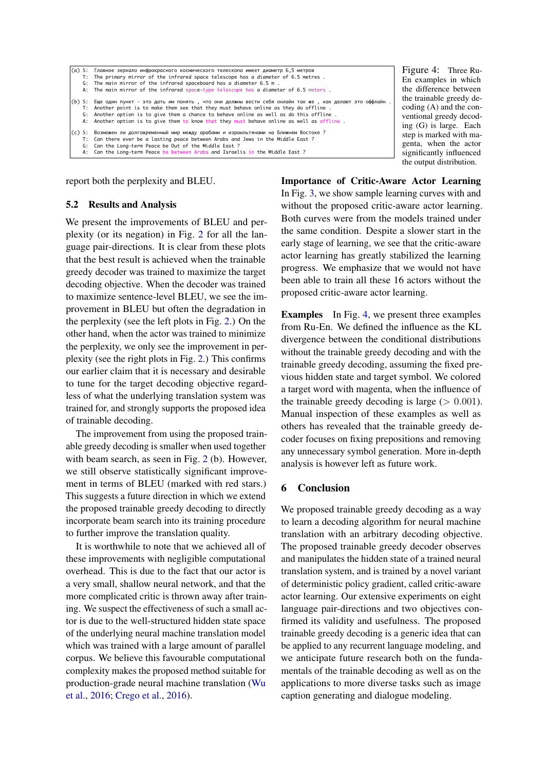```
(a) S:  Главное зеркало инфракрасного космического телескопа имеет диаметр 6,5 метров
    T:  The primary mirror of the infrared space telescope has a diameter of 6.5 metres .
    G:  The main mirror of the infrared spaceboard has a diameter 6.5 m .
    A:  The main mirror of the infrared space-type telescope has a diameter of 6.5 meters .

(b) S:  Еще один пункт - это дать им понять , что они должны вести себя онлайн так же , как делают это оффлайн .
    T:  Another point is to make them see that they must behave online as they do offline .
    G:  Another option is to give them a chance to behave online as well as do this offline .
    A:  Another option is to give them to know that they must behave online as well as offline .

(c) S:  Возможен ли долговременный мир между арабами и израильтянами на Ближнем Востоке ?
    T:  Can there ever be a lasting peace between Arabs and Jews in the Middle East ?
    G:  Can the Long-term Peace be Out of the Middle East ?
    A:  Can the Long-term Peace be between Arabs and Israelis in the Middle East ?
```

Figure 4: Three Ru-En examples in which the difference between the trainable greedy decoding (A) and the conventional greedy decoding (G) is large. Each step is marked with magenta, when the actor significantly influenced the output distribution.

report both the perplexity and BLEU.

### 5.2 Results and Analysis

We present the improvements of BLEU and perplexity (or its negation) in Fig. 2 for all the language pair-directions. It is clear from these plots that the best result is achieved when the trainable greedy decoder was trained to maximize the target decoding objective. When the decoder was trained to maximize sentence-level BLEU, we see the improvement in BLEU but often the degradation in the perplexity (see the left plots in Fig. 2.) On the other hand, when the actor was trained to minimize the perplexity, we only see the improvement in perplexity (see the right plots in Fig. 2.) This confirms our earlier claim that it is necessary and desirable to tune for the target decoding objective regardless of what the underlying translation system was trained for, and strongly supports the proposed idea of trainable decoding.

The improvement from using the proposed trainable greedy decoding is smaller when used together with beam search, as seen in Fig. 2 (b). However, we still observe statistically significant improvement in terms of BLEU (marked with red stars.) This suggests a future direction in which we extend the proposed trainable greedy decoding to directly incorporate beam search into its training procedure to further improve the translation quality.

It is worthwhile to note that we achieved all of these improvements with negligible computational overhead. This is due to the fact that our actor is a very small, shallow neural network, and that the more complicated critic is thrown away after training. We suspect the effectiveness of such a small actor is due to the well-structured hidden state space of the underlying neural machine translation model which was trained with a large amount of parallel corpus. We believe this favourable computational complexity makes the proposed method suitable for production-grade neural machine translation (Wu et al., 2016; Crego et al., 2016).

**Importance of Critic-Aware Actor Learning** In Fig. 3, we show sample learning curves with and without the proposed critic-aware actor learning. Both curves were from the models trained under the same condition. Despite a slower start in the early stage of learning, we see that the critic-aware actor learning has greatly stabilized the learning progress. We emphasize that we would not have been able to train all these 16 actors without the proposed critic-aware actor learning.

**Examples** In Fig. 4, we present three examples from Ru-En. We defined the influence as the KL divergence between the conditional distributions without the trainable greedy decoding and with the trainable greedy decoding, assuming the fixed previous hidden state and target symbol. We colored a target word with magenta, when the influence of the trainable greedy decoding is large ($> 0.001$). Manual inspection of these examples as well as others has revealed that the trainable greedy decoder focuses on fixing prepositions and removing any unnecessary symbol generation. More in-depth analysis is however left as future work.

## 6 Conclusion

We proposed trainable greedy decoding as a way to learn a decoding algorithm for neural machine translation with an arbitrary decoding objective. The proposed trainable greedy decoder observes and manipulates the hidden state of a trained neural translation system, and is trained by a novel variant of deterministic policy gradient, called critic-aware actor learning. Our extensive experiments on eight language pair-directions and two objectives confirmed its validity and usefulness. The proposed trainable greedy decoding is a generic idea that can be applied to any recurrent language modeling, and we anticipate future research both on the fundamentals of the trainable decoding as well as on the applications to more diverse tasks such as image caption generating and dialogue modeling.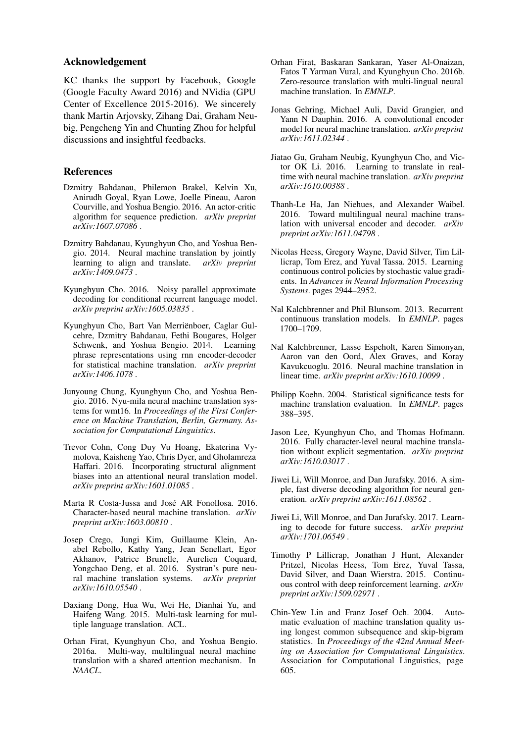## Acknowledgement

KC thanks the support by Facebook, Google (Google Faculty Award 2016) and NVidia (GPU Center of Excellence 2015-2016). We sincerely thank Martin Arjovsky, Zihang Dai, Graham Neubig, Pengcheng Yin and Chunting Zhou for helpful discussions and insightful feedbacks.

## References

Dzmitry Bahdanau, Philemon Brakel, Kelvin Xu, Anirudh Goyal, Ryan Lowe, Joelle Pineau, Aaron Courville, and Yoshua Bengio. 2016. An actor-critic algorithm for sequence prediction. *arXiv preprint arXiv:1607.07086* .

Dzmitry Bahdanau, Kyunghyun Cho, and Yoshua Bengio. 2014. Neural machine translation by jointly learning to align and translate. *arXiv preprint arXiv:1409.0473* .

Kyunghyun Cho. 2016. Noisy parallel approximate decoding for conditional recurrent language model. *arXiv preprint arXiv:1605.03835* .

Kyunghyun Cho, Bart Van Merriënboer, Caglar Gulcehre, Dzmitry Bahdanau, Fethi Bougares, Holger Schwenk, and Yoshua Bengio. 2014. Learning phrase representations using rnn encoder-decoder for statistical machine translation. *arXiv preprint arXiv:1406.1078* .

Junyoung Chung, Kyunghyun Cho, and Yoshua Bengio. 2016. Nyu-mila neural machine translation systems for wmt16. In *Proceedings of the First Conference on Machine Translation, Berlin, Germany. Association for Computational Linguistics*.

Trevor Cohn, Cong Duy Vu Hoang, Ekaterina Vymolova, Kaisheng Yao, Chris Dyer, and Gholamreza Haffari. 2016. Incorporating structural alignment biases into an attentional neural translation model. *arXiv preprint arXiv:1601.01085* .

Marta R Costa-Jussa and José AR Fonollosa. 2016. Character-based neural machine translation. *arXiv preprint arXiv:1603.00810* .

Josep Crego, Jungi Kim, Guillaume Klein, Anabel Rebollo, Kathy Yang, Jean Senellart, Egor Akhanov, Patrice Brunelle, Aurelien Coquard, Yongchao Deng, et al. 2016. Systran's pure neural machine translation systems. *arXiv preprint arXiv:1610.05540* .

Daxiang Dong, Hua Wu, Wei He, Dianhai Yu, and Haifeng Wang. 2015. Multi-task learning for multiple language translation. ACL.

Orhan Firat, Kyunghyun Cho, and Yoshua Bengio. 2016a. Multi-way, multilingual neural machine translation with a shared attention mechanism. In *NAACL*.

Orhan Firat, Baskaran Sankaran, Yaser Al-Onaizan, Fatos T Yarman Vural, and Kyunghyun Cho. 2016b. Zero-resource translation with multi-lingual neural machine translation. In *EMNLP*.

Jonas Gehring, Michael Auli, David Grangier, and Yann N Dauphin. 2016. A convolutional encoder model for neural machine translation. *arXiv preprint arXiv:1611.02344* .

Jiatao Gu, Graham Neubig, Kyunghyun Cho, and Victor OK Li. 2016. Learning to translate in real-time with neural machine translation. *arXiv preprint arXiv:1610.00388* .

Thanh-Le Ha, Jan Niehues, and Alexander Waibel. 2016. Toward multilingual neural machine translation with universal encoder and decoder. *arXiv preprint arXiv:1611.04798* .

Nicolas Heess, Gregory Wayne, David Silver, Tim Lillicrap, Tom Erez, and Yuval Tassa. 2015. Learning continuous control policies by stochastic value gradients. In *Advances in Neural Information Processing Systems*. pages 2944–2952.

Nal Kalchbrenner and Phil Blunsom. 2013. Recurrent continuous translation models. In *EMNLP*. pages 1700–1709.

Nal Kalchbrenner, Lasse Espeholt, Karen Simonyan, Aaron van den Oord, Alex Graves, and Koray Kavukcuoglu. 2016. Neural machine translation in linear time. *arXiv preprint arXiv:1610.10099* .

Philipp Koehn. 2004. Statistical significance tests for machine translation evaluation. In *EMNLP*. pages 388–395.

Jason Lee, Kyunghyun Cho, and Thomas Hofmann. 2016. Fully character-level neural machine translation without explicit segmentation. *arXiv preprint arXiv:1610.03017* .

Jiwei Li, Will Monroe, and Dan Jurafsky. 2016. A simple, fast diverse decoding algorithm for neural generation. *arXiv preprint arXiv:1611.08562* .

Jiwei Li, Will Monroe, and Dan Jurafsky. 2017. Learning to decode for future success. *arXiv preprint arXiv:1701.06549* .

Timothy P Lillicrap, Jonathan J Hunt, Alexander Pritzel, Nicolas Heess, Tom Erez, Yuval Tassa, David Silver, and Daan Wierstra. 2015. Continuous control with deep reinforcement learning. *arXiv preprint arXiv:1509.02971* .

Chin-Yew Lin and Franz Josef Och. 2004. Automatic evaluation of machine translation quality using longest common subsequence and skip-bigram statistics. In *Proceedings of the 42nd Annual Meeting on Association for Computational Linguistics*. Association for Computational Linguistics, page 605.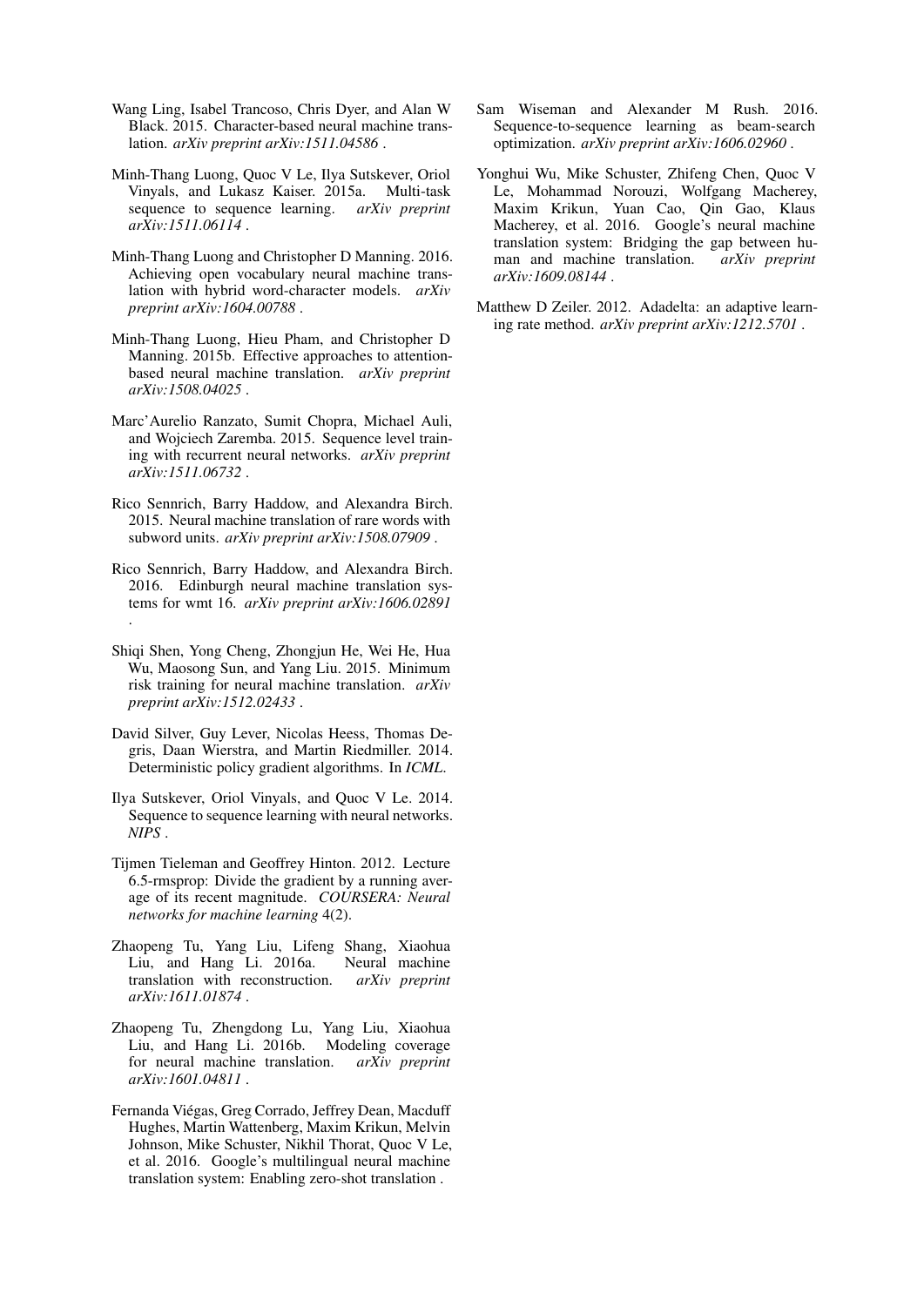Wang Ling, Isabel Trancoso, Chris Dyer, and Alan W Black. 2015. Character-based neural machine translation. *arXiv preprint arXiv:1511.04586* .

Minh-Thang Luong, Quoc V Le, Ilya Sutskever, Oriol Vinyals, and Lukasz Kaiser. 2015a. Multi-task sequence to sequence learning. *arXiv preprint arXiv:1511.06114* .

Minh-Thang Luong and Christopher D Manning. 2016. Achieving open vocabulary neural machine translation with hybrid word-character models. *arXiv preprint arXiv:1604.00788* .

Minh-Thang Luong, Hieu Pham, and Christopher D Manning. 2015b. Effective approaches to attention-based neural machine translation. *arXiv preprint arXiv:1508.04025* .

Marc'Aurelio Ranzato, Sumit Chopra, Michael Auli, and Wojciech Zaremba. 2015. Sequence level training with recurrent neural networks. *arXiv preprint arXiv:1511.06732* .

Rico Sennrich, Barry Haddow, and Alexandra Birch. 2015. Neural machine translation of rare words with subword units. *arXiv preprint arXiv:1508.07909* .

Rico Sennrich, Barry Haddow, and Alexandra Birch. 2016. Edinburgh neural machine translation systems for wmt 16. *arXiv preprint arXiv:1606.02891* .

Shiqi Shen, Yong Cheng, Zhongjun He, Wei He, Hua Wu, Maosong Sun, and Yang Liu. 2015. Minimum risk training for neural machine translation. *arXiv preprint arXiv:1512.02433* .

David Silver, Guy Lever, Nicolas Heess, Thomas Degris, Daan Wierstra, and Martin Riedmiller. 2014. Deterministic policy gradient algorithms. In *ICML*.

Ilya Sutskever, Oriol Vinyals, and Quoc V Le. 2014. Sequence to sequence learning with neural networks. *NIPS* .

Tijmen Tieleman and Geoffrey Hinton. 2012. Lecture 6.5-rmsprop: Divide the gradient by a running average of its recent magnitude. *COURSERA: Neural networks for machine learning* 4(2).

Zhaopeng Tu, Yang Liu, Lifeng Shang, Xiaohua Liu, and Hang Li. 2016a. Neural machine translation with reconstruction. *arXiv preprint arXiv:1611.01874* .

Zhaopeng Tu, Zhengdong Lu, Yang Liu, Xiaohua Liu, and Hang Li. 2016b. Modeling coverage for neural machine translation. *arXiv preprint arXiv:1601.04811* .

Fernanda Viégas, Greg Corrado, Jeffrey Dean, Macduff Hughes, Martin Wattenberg, Maxim Krikun, Melvin Johnson, Mike Schuster, Nikhil Thorat, Quoc V Le, et al. 2016. Google's multilingual neural machine translation system: Enabling zero-shot translation .

Sam Wiseman and Alexander M Rush. 2016. Sequence-to-sequence learning as beam-search optimization. *arXiv preprint arXiv:1606.02960* .

Yonghui Wu, Mike Schuster, Zhifeng Chen, Quoc V Le, Mohammad Norouzi, Wolfgang Macherey, Maxim Krikun, Yuan Cao, Qin Gao, Klaus Macherey, et al. 2016. Google's neural machine translation system: Bridging the gap between human and machine translation. *arXiv preprint arXiv:1609.08144* .

Matthew D Zeiler. 2012. Adadelta: an adaptive learning rate method. *arXiv preprint arXiv:1212.5701* .